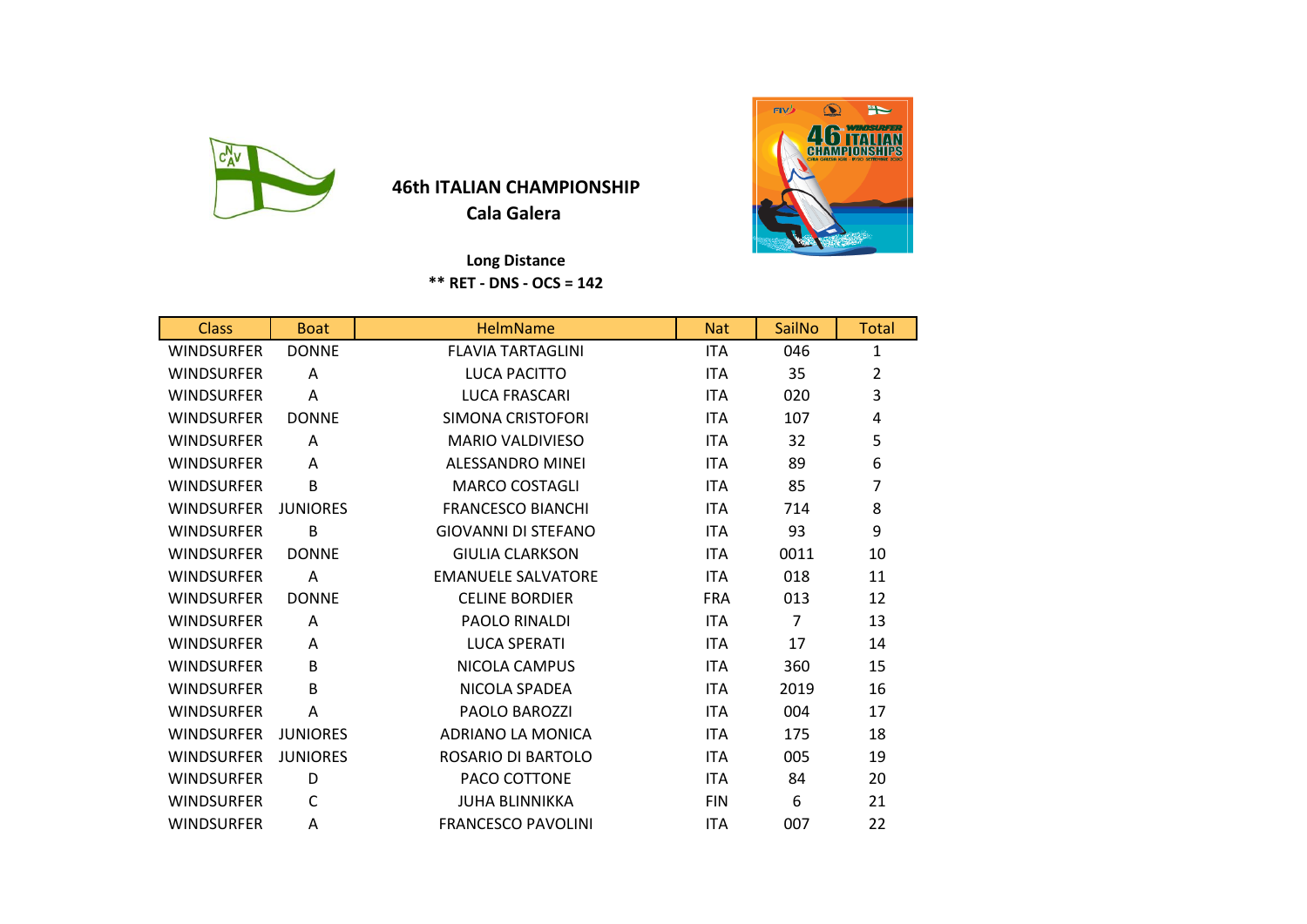## 46th ITALIAN CHAMPIONSHIP
## Cala Galera

**Long Distance**

**\** RET - DNS - OCS = 142**

| Class | Boat | HelmName | Nat | SailNo | Total |
|---|---|---|---|---|---|
| WINDSURFER | DONNE | FLAVIA TARTAGLINI | ITA | 046 | 1 |
| WINDSURFER | A | LUCA PACITTO | ITA | 35 | 2 |
| WINDSURFER | A | LUCA FRASCARI | ITA | 020 | 3 |
| WINDSURFER | DONNE | SIMONA CRISTOFORI | ITA | 107 | 4 |
| WINDSURFER | A | MARIO VALDIVIESO | ITA | 32 | 5 |
| WINDSURFER | A | ALESSANDRO MINEI | ITA | 89 | 6 |
| WINDSURFER | B | MARCO COSTAGLI | ITA | 85 | 7 |
| WINDSURFER | JUNIORES | FRANCESCO BIANCHI | ITA | 714 | 8 |
| WINDSURFER | B | GIOVANNI DI STEFANO | ITA | 93 | 9 |
| WINDSURFER | DONNE | GIULIA CLARKSON | ITA | 0011 | 10 |
| WINDSURFER | A | EMANUELE SALVATORE | ITA | 018 | 11 |
| WINDSURFER | DONNE | CELINE BORDIER | FRA | 013 | 12 |
| WINDSURFER | A | PAOLO RINALDI | ITA | 7 | 13 |
| WINDSURFER | A | LUCA SPERATI | ITA | 17 | 14 |
| WINDSURFER | B | NICOLA CAMPUS | ITA | 360 | 15 |
| WINDSURFER | B | NICOLA SPADEA | ITA | 2019 | 16 |
| WINDSURFER | A | PAOLO BAROZZI | ITA | 004 | 17 |
| WINDSURFER | JUNIORES | ADRIANO LA MONICA | ITA | 175 | 18 |
| WINDSURFER | JUNIORES | ROSARIO DI BARTOLO | ITA | 005 | 19 |
| WINDSURFER | D | PACO COTTONE | ITA | 84 | 20 |
| WINDSURFER | C | JUHA BLINNIKKA | FIN | 6 | 21 |
| WINDSURFER | A | FRANCESCO PAVOLINI | ITA | 007 | 22 |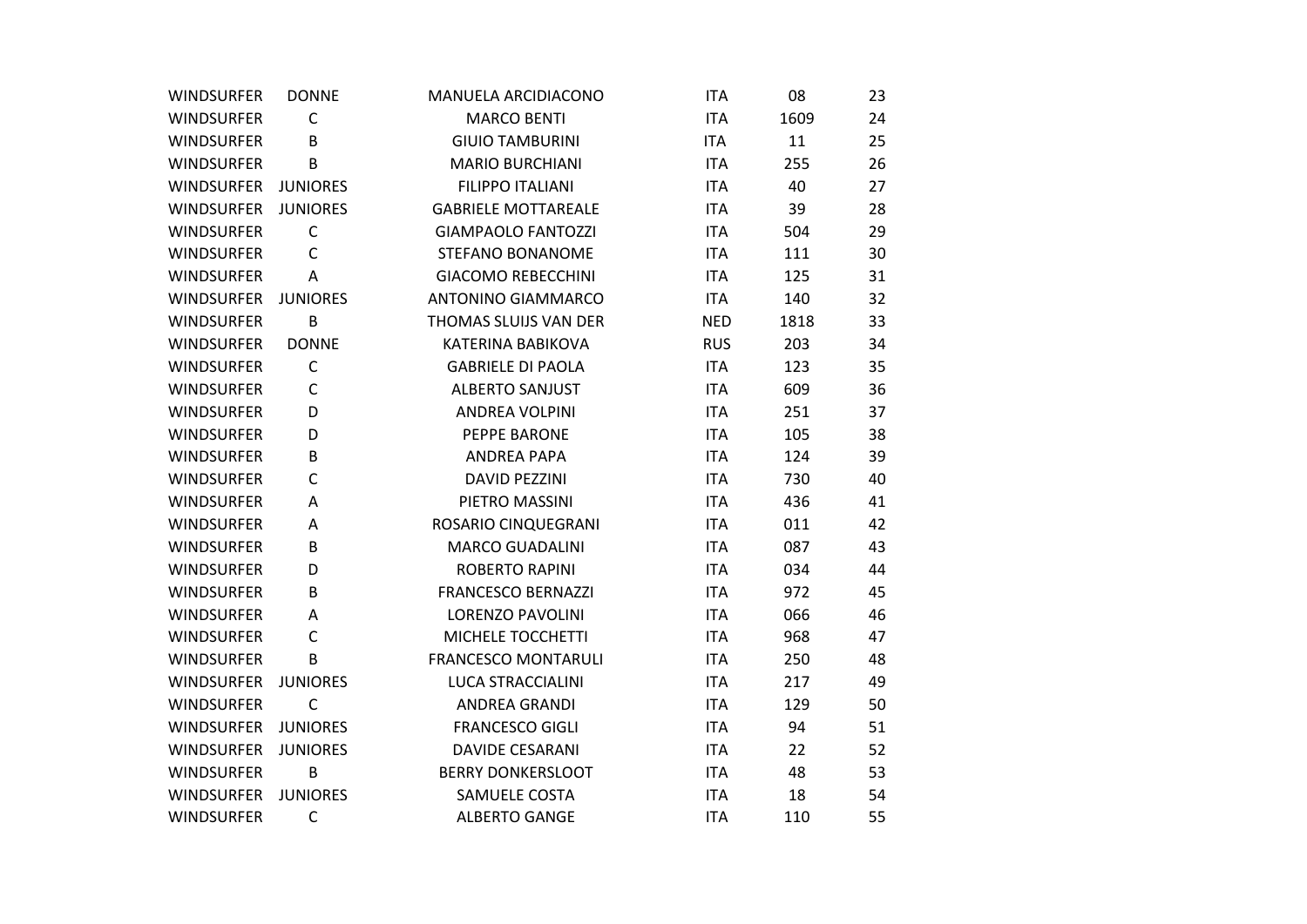| | | | | | |
|---|---|---|---|---|---|
| WINDSURFER | DONNE | MANUELA ARCIDIACONO | ITA | 08 | 23 |
| WINDSURFER | C | MARCO BENTI | ITA | 1609 | 24 |
| WINDSURFER | B | GIUIO TAMBURINI | ITA | 11 | 25 |
| WINDSURFER | B | MARIO BURCHIANI | ITA | 255 | 26 |
| WINDSURFER | JUNIORES | FILIPPO ITALIANI | ITA | 40 | 27 |
| WINDSURFER | JUNIORES | GABRIELE MOTTAREALE | ITA | 39 | 28 |
| WINDSURFER | C | GIAMPAOLO FANTOZZI | ITA | 504 | 29 |
| WINDSURFER | C | STEFANO BONANOME | ITA | 111 | 30 |
| WINDSURFER | A | GIACOMO REBECCHINI | ITA | 125 | 31 |
| WINDSURFER | JUNIORES | ANTONINO GIAMMARCO | ITA | 140 | 32 |
| WINDSURFER | B | THOMAS SLUIJS VAN DER | NED | 1818 | 33 |
| WINDSURFER | DONNE | KATERINA BABIKOVA | RUS | 203 | 34 |
| WINDSURFER | C | GABRIELE DI PAOLA | ITA | 123 | 35 |
| WINDSURFER | C | ALBERTO SANJUST | ITA | 609 | 36 |
| WINDSURFER | D | ANDREA VOLPINI | ITA | 251 | 37 |
| WINDSURFER | D | PEPPE BARONE | ITA | 105 | 38 |
| WINDSURFER | B | ANDREA PAPA | ITA | 124 | 39 |
| WINDSURFER | C | DAVID PEZZINI | ITA | 730 | 40 |
| WINDSURFER | A | PIETRO MASSINI | ITA | 436 | 41 |
| WINDSURFER | A | ROSARIO CINQUEGRANI | ITA | 011 | 42 |
| WINDSURFER | B | MARCO GUADALINI | ITA | 087 | 43 |
| WINDSURFER | D | ROBERTO RAPINI | ITA | 034 | 44 |
| WINDSURFER | B | FRANCESCO BERNAZZI | ITA | 972 | 45 |
| WINDSURFER | A | LORENZO PAVOLINI | ITA | 066 | 46 |
| WINDSURFER | C | MICHELE TOCCHETTI | ITA | 968 | 47 |
| WINDSURFER | B | FRANCESCO MONTARULI | ITA | 250 | 48 |
| WINDSURFER | JUNIORES | LUCA STRACCIALINI | ITA | 217 | 49 |
| WINDSURFER | C | ANDREA GRANDI | ITA | 129 | 50 |
| WINDSURFER | JUNIORES | FRANCESCO GIGLI | ITA | 94 | 51 |
| WINDSURFER | JUNIORES | DAVIDE CESARANI | ITA | 22 | 52 |
| WINDSURFER | B | BERRY DONKERSLOOT | ITA | 48 | 53 |
| WINDSURFER | JUNIORES | SAMUELE COSTA | ITA | 18 | 54 |
| WINDSURFER | C | ALBERTO GANGE | ITA | 110 | 55 |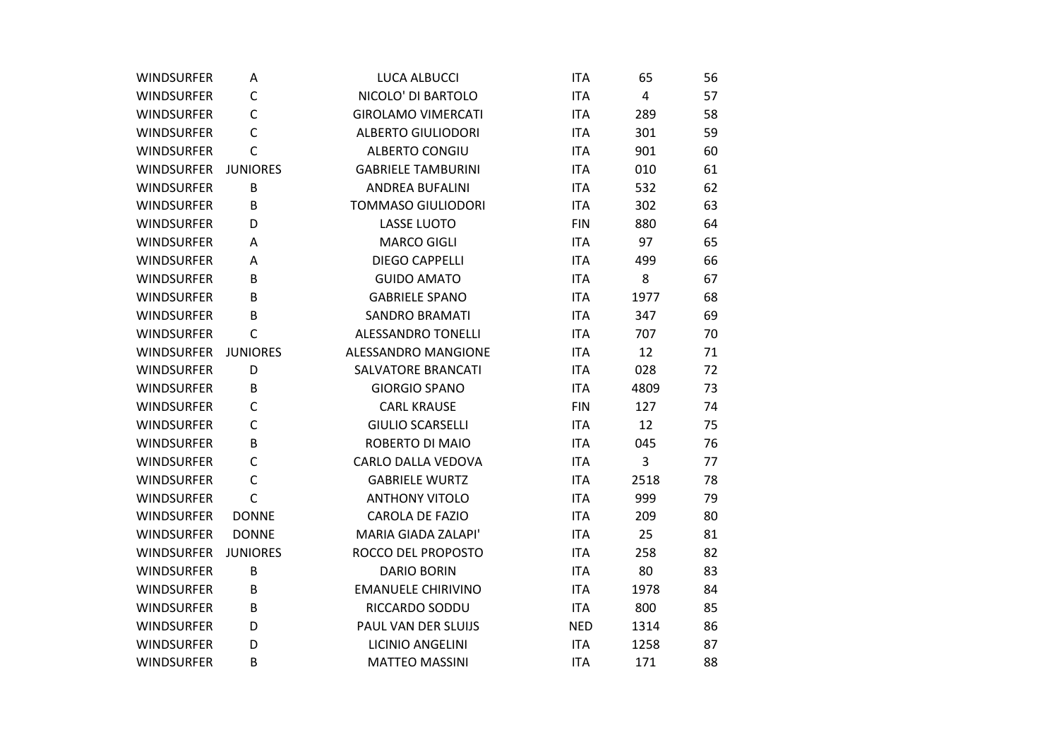| | | | | | |
|---|---|---|---|---|---|
| WINDSURFER | A | LUCA ALBUCCI | ITA | 65 | 56 |
| WINDSURFER | C | NICOLO' DI BARTOLO | ITA | 4 | 57 |
| WINDSURFER | C | GIROLAMO VIMERCATI | ITA | 289 | 58 |
| WINDSURFER | C | ALBERTO GIULIODORI | ITA | 301 | 59 |
| WINDSURFER | C | ALBERTO CONGIU | ITA | 901 | 60 |
| WINDSURFER | JUNIORES | GABRIELE TAMBURINI | ITA | 010 | 61 |
| WINDSURFER | B | ANDREA BUFALINI | ITA | 532 | 62 |
| WINDSURFER | B | TOMMASO GIULIODORI | ITA | 302 | 63 |
| WINDSURFER | D | LASSE LUOTO | FIN | 880 | 64 |
| WINDSURFER | A | MARCO GIGLI | ITA | 97 | 65 |
| WINDSURFER | A | DIEGO CAPPELLI | ITA | 499 | 66 |
| WINDSURFER | B | GUIDO AMATO | ITA | 8 | 67 |
| WINDSURFER | B | GABRIELE SPANO | ITA | 1977 | 68 |
| WINDSURFER | B | SANDRO BRAMATI | ITA | 347 | 69 |
| WINDSURFER | C | ALESSANDRO TONELLI | ITA | 707 | 70 |
| WINDSURFER | JUNIORES | ALESSANDRO MANGIONE | ITA | 12 | 71 |
| WINDSURFER | D | SALVATORE BRANCATI | ITA | 028 | 72 |
| WINDSURFER | B | GIORGIO SPANO | ITA | 4809 | 73 |
| WINDSURFER | C | CARL KRAUSE | FIN | 127 | 74 |
| WINDSURFER | C | GIULIO SCARSELLI | ITA | 12 | 75 |
| WINDSURFER | B | ROBERTO DI MAIO | ITA | 045 | 76 |
| WINDSURFER | C | CARLO DALLA VEDOVA | ITA | 3 | 77 |
| WINDSURFER | C | GABRIELE WURTZ | ITA | 2518 | 78 |
| WINDSURFER | C | ANTHONY VITOLO | ITA | 999 | 79 |
| WINDSURFER | DONNE | CAROLA DE FAZIO | ITA | 209 | 80 |
| WINDSURFER | DONNE | MARIA GIADA ZALAPI' | ITA | 25 | 81 |
| WINDSURFER | JUNIORES | ROCCO DEL PROPOSTO | ITA | 258 | 82 |
| WINDSURFER | B | DARIO BORIN | ITA | 80 | 83 |
| WINDSURFER | B | EMANUELE CHIRIVINO | ITA | 1978 | 84 |
| WINDSURFER | B | RICCARDO SODDU | ITA | 800 | 85 |
| WINDSURFER | D | PAUL VAN DER SLUIJS | NED | 1314 | 86 |
| WINDSURFER | D | LICINIO ANGELINI | ITA | 1258 | 87 |
| WINDSURFER | B | MATTEO MASSINI | ITA | 171 | 88 |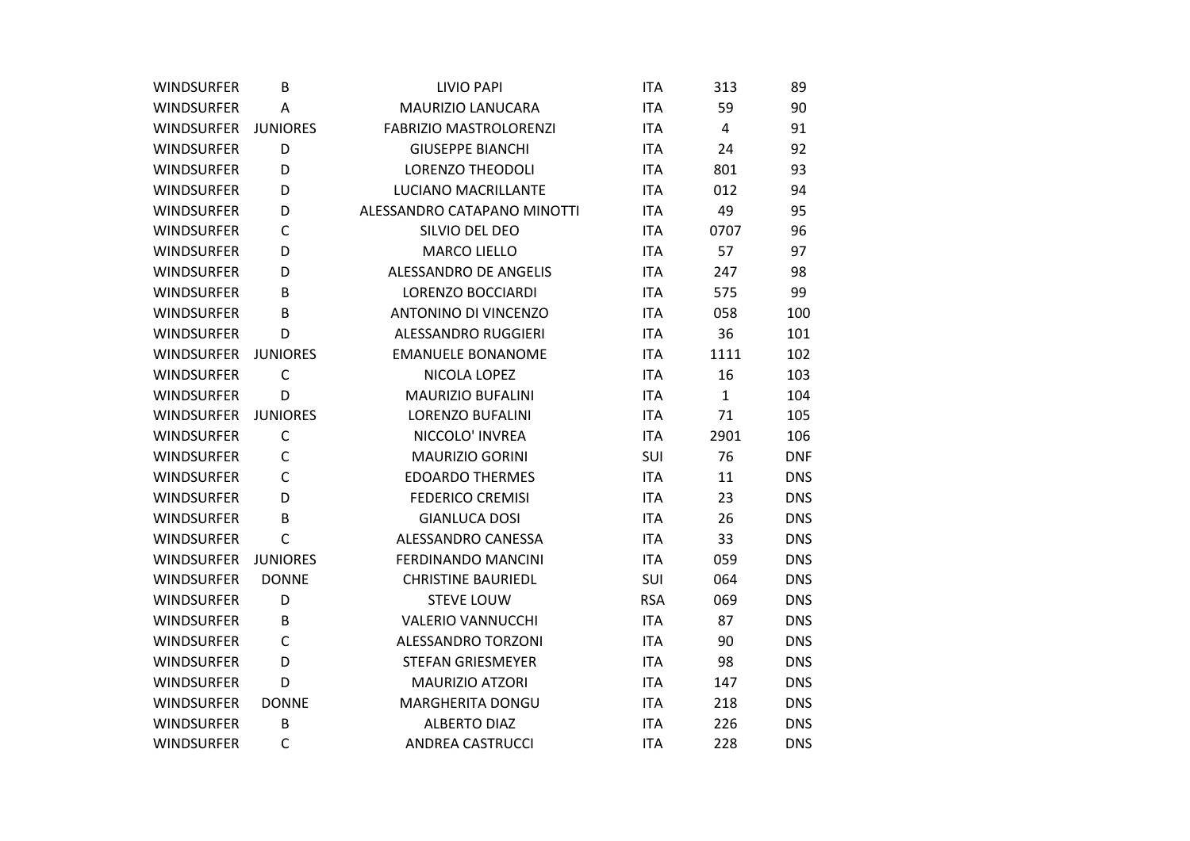| | | | | | |
|---|---|---|---|---|---|
| WINDSURFER | B | LIVIO PAPI | ITA | 313 | 89 |
| WINDSURFER | A | MAURIZIO LANUCARA | ITA | 59 | 90 |
| WINDSURFER | JUNIORES | FABRIZIO MASTROLORENZI | ITA | 4 | 91 |
| WINDSURFER | D | GIUSEPPE BIANCHI | ITA | 24 | 92 |
| WINDSURFER | D | LORENZO THEODOLI | ITA | 801 | 93 |
| WINDSURFER | D | LUCIANO MACRILLANTE | ITA | 012 | 94 |
| WINDSURFER | D | ALESSANDRO CATAPANO MINOTTI | ITA | 49 | 95 |
| WINDSURFER | C | SILVIO DEL DEO | ITA | 0707 | 96 |
| WINDSURFER | D | MARCO LIELLO | ITA | 57 | 97 |
| WINDSURFER | D | ALESSANDRO DE ANGELIS | ITA | 247 | 98 |
| WINDSURFER | B | LORENZO BOCCIARDI | ITA | 575 | 99 |
| WINDSURFER | B | ANTONINO DI VINCENZO | ITA | 058 | 100 |
| WINDSURFER | D | ALESSANDRO RUGGIERI | ITA | 36 | 101 |
| WINDSURFER | JUNIORES | EMANUELE BONANOME | ITA | 1111 | 102 |
| WINDSURFER | C | NICOLA LOPEZ | ITA | 16 | 103 |
| WINDSURFER | D | MAURIZIO BUFALINI | ITA | 1 | 104 |
| WINDSURFER | JUNIORES | LORENZO BUFALINI | ITA | 71 | 105 |
| WINDSURFER | C | NICCOLO' INVREA | ITA | 2901 | 106 |
| WINDSURFER | C | MAURIZIO GORINI | SUI | 76 | DNF |
| WINDSURFER | C | EDOARDO THERMES | ITA | 11 | DNS |
| WINDSURFER | D | FEDERICO CREMISI | ITA | 23 | DNS |
| WINDSURFER | B | GIANLUCA DOSI | ITA | 26 | DNS |
| WINDSURFER | C | ALESSANDRO CANESSA | ITA | 33 | DNS |
| WINDSURFER | JUNIORES | FERDINANDO MANCINI | ITA | 059 | DNS |
| WINDSURFER | DONNE | CHRISTINE BAURIEDL | SUI | 064 | DNS |
| WINDSURFER | D | STEVE LOUW | RSA | 069 | DNS |
| WINDSURFER | B | VALERIO VANNUCCHI | ITA | 87 | DNS |
| WINDSURFER | C | ALESSANDRO TORZONI | ITA | 90 | DNS |
| WINDSURFER | D | STEFAN GRIESMEYER | ITA | 98 | DNS |
| WINDSURFER | D | MAURIZIO ATZORI | ITA | 147 | DNS |
| WINDSURFER | DONNE | MARGHERITA DONGU | ITA | 218 | DNS |
| WINDSURFER | B | ALBERTO DIAZ | ITA | 226 | DNS |
| WINDSURFER | C | ANDREA CASTRUCCI | ITA | 228 | DNS |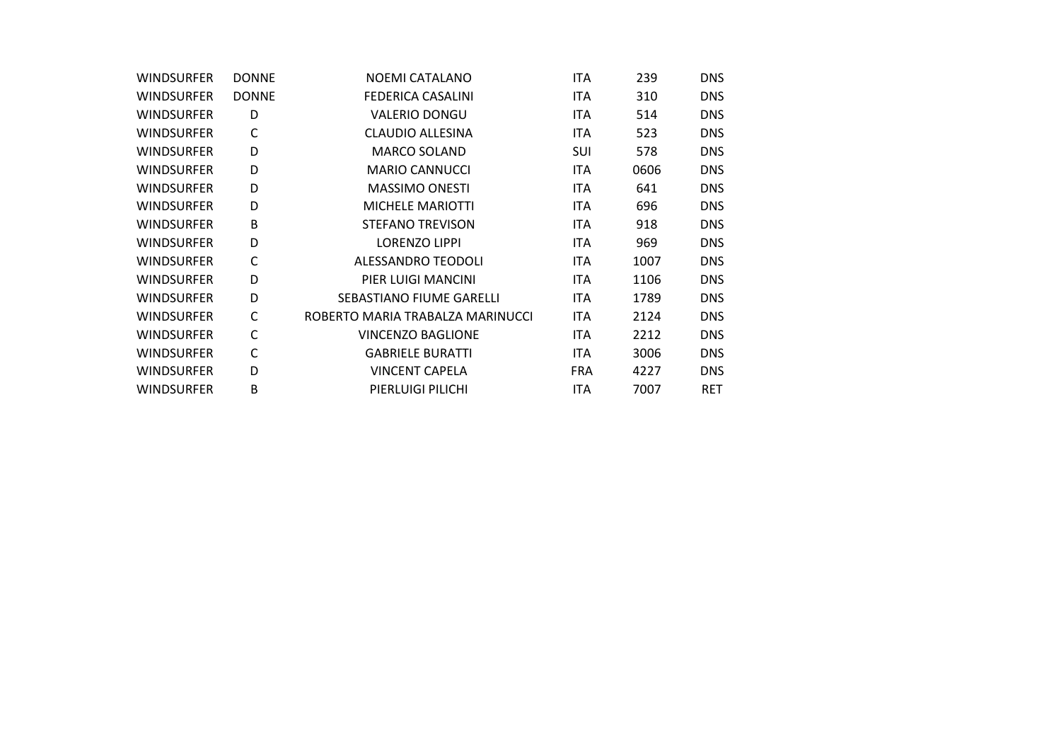| | | | | | |
|---|---|---|---|---|---|
| WINDSURFER | DONNE | NOEMI CATALANO | ITA | 239 | DNS |
| WINDSURFER | DONNE | FEDERICA CASALINI | ITA | 310 | DNS |
| WINDSURFER | D | VALERIO DONGU | ITA | 514 | DNS |
| WINDSURFER | C | CLAUDIO ALLESINA | ITA | 523 | DNS |
| WINDSURFER | D | MARCO SOLAND | SUI | 578 | DNS |
| WINDSURFER | D | MARIO CANNUCCI | ITA | 0606 | DNS |
| WINDSURFER | D | MASSIMO ONESTI | ITA | 641 | DNS |
| WINDSURFER | D | MICHELE MARIOTTI | ITA | 696 | DNS |
| WINDSURFER | B | STEFANO TREVISON | ITA | 918 | DNS |
| WINDSURFER | D | LORENZO LIPPI | ITA | 969 | DNS |
| WINDSURFER | C | ALESSANDRO TEODOLI | ITA | 1007 | DNS |
| WINDSURFER | D | PIER LUIGI MANCINI | ITA | 1106 | DNS |
| WINDSURFER | D | SEBASTIANO FIUME GARELLI | ITA | 1789 | DNS |
| WINDSURFER | C | ROBERTO MARIA TRABALZA MARINUCCI | ITA | 2124 | DNS |
| WINDSURFER | C | VINCENZO BAGLIONE | ITA | 2212 | DNS |
| WINDSURFER | C | GABRIELE BURATTI | ITA | 3006 | DNS |
| WINDSURFER | D | VINCENT CAPELA | FRA | 4227 | DNS |
| WINDSURFER | B | PIERLUIGI PILICHI | ITA | 7007 | RET |